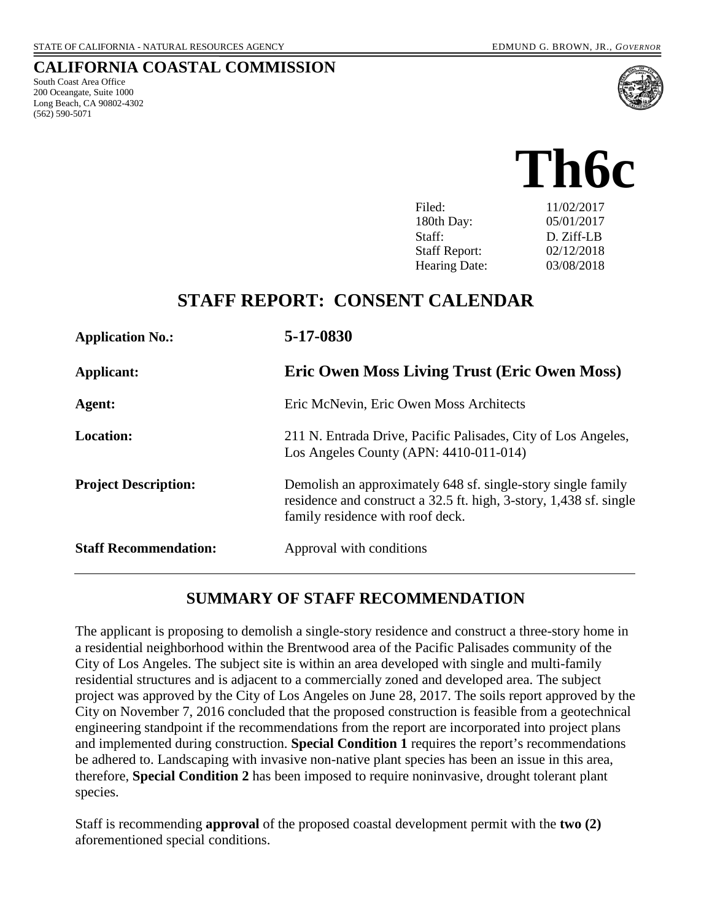STATE OF CALIFORNIA - NATURAL RESOURCES AGENCY EDMUND G. BROWN, JR., *GOVERNOR*

# CALIFORNIA COASTAL COMMISSION

South Coast Area Office
200 Oceangate, Suite 1000
Long Beach, CA 90802-4302
(562) 590-5071

# Th6c

| | |
|---|---|
| Filed: | 11/02/2017 |
| 180th Day: | 05/01/2017 |
| Staff: | D. Ziff-LB |
| Staff Report: | 02/12/2018 |
| Hearing Date: | 03/08/2018 |

## STAFF REPORT: CONSENT CALENDAR

| | |
|---|---|
| **Application No.:** | **5-17-0830** |
| **Applicant:** | **Eric Owen Moss Living Trust (Eric Owen Moss)** |
| **Agent:** | Eric McNevin, Eric Owen Moss Architects |
| **Location:** | 211 N. Entrada Drive, Pacific Palisades, City of Los Angeles, Los Angeles County (APN: 4410-011-014) |
| **Project Description:** | Demolish an approximately 648 sf. single-story single family residence and construct a 32.5 ft. high, 3-story, 1,438 sf. single family residence with roof deck. |
| **Staff Recommendation:** | Approval with conditions |

## SUMMARY OF STAFF RECOMMENDATION

The applicant is proposing to demolish a single-story residence and construct a three-story home in a residential neighborhood within the Brentwood area of the Pacific Palisades community of the City of Los Angeles. The subject site is within an area developed with single and multi-family residential structures and is adjacent to a commercially zoned and developed area. The subject project was approved by the City of Los Angeles on June 28, 2017. The soils report approved by the City on November 7, 2016 concluded that the proposed construction is feasible from a geotechnical engineering standpoint if the recommendations from the report are incorporated into project plans and implemented during construction. **Special Condition 1** requires the report's recommendations be adhered to. Landscaping with invasive non-native plant species has been an issue in this area, therefore, **Special Condition 2** has been imposed to require noninvasive, drought tolerant plant species.

Staff is recommending **approval** of the proposed coastal development permit with the **two (2)** aforementioned special conditions.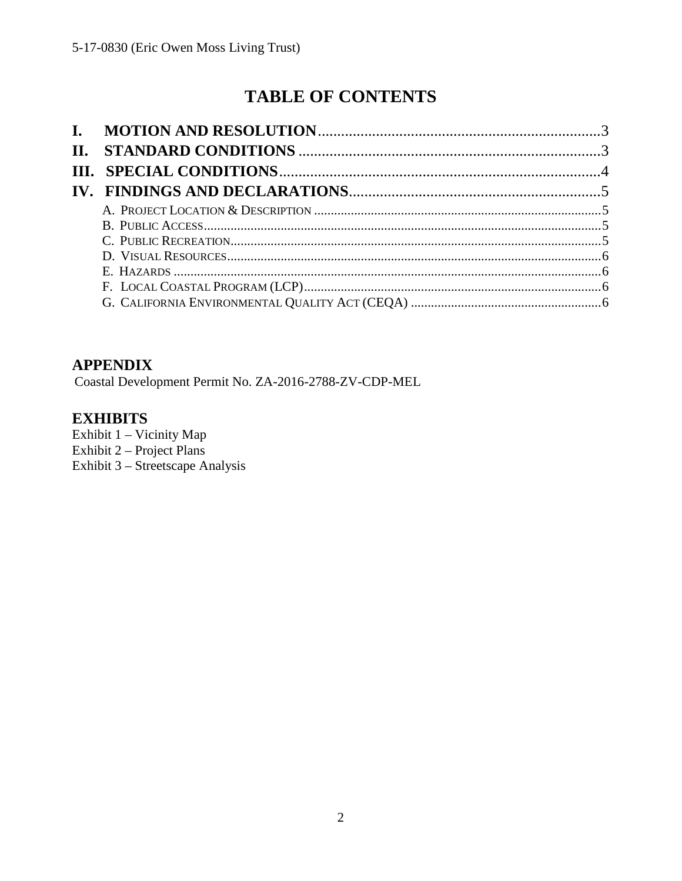# TABLE OF CONTENTS

**I. MOTION AND RESOLUTION** .......... 3
**II. STANDARD CONDITIONS** .......... 3
**III. SPECIAL CONDITIONS** .......... 4
**IV. FINDINGS AND DECLARATIONS** .......... 5

- A. Project Location & Description .......... 5
- B. Public Access .......... 5
- C. Public Recreation .......... 5
- D. Visual Resources .......... 6
- E. Hazards .......... 6
- F. Local Coastal Program (LCP) .......... 6
- G. California Environmental Quality Act (CEQA) .......... 6

## APPENDIX

Coastal Development Permit No. ZA-2016-2788-ZV-CDP-MEL

## EXHIBITS

Exhibit 1 – Vicinity Map
Exhibit 2 – Project Plans
Exhibit 3 – Streetscape Analysis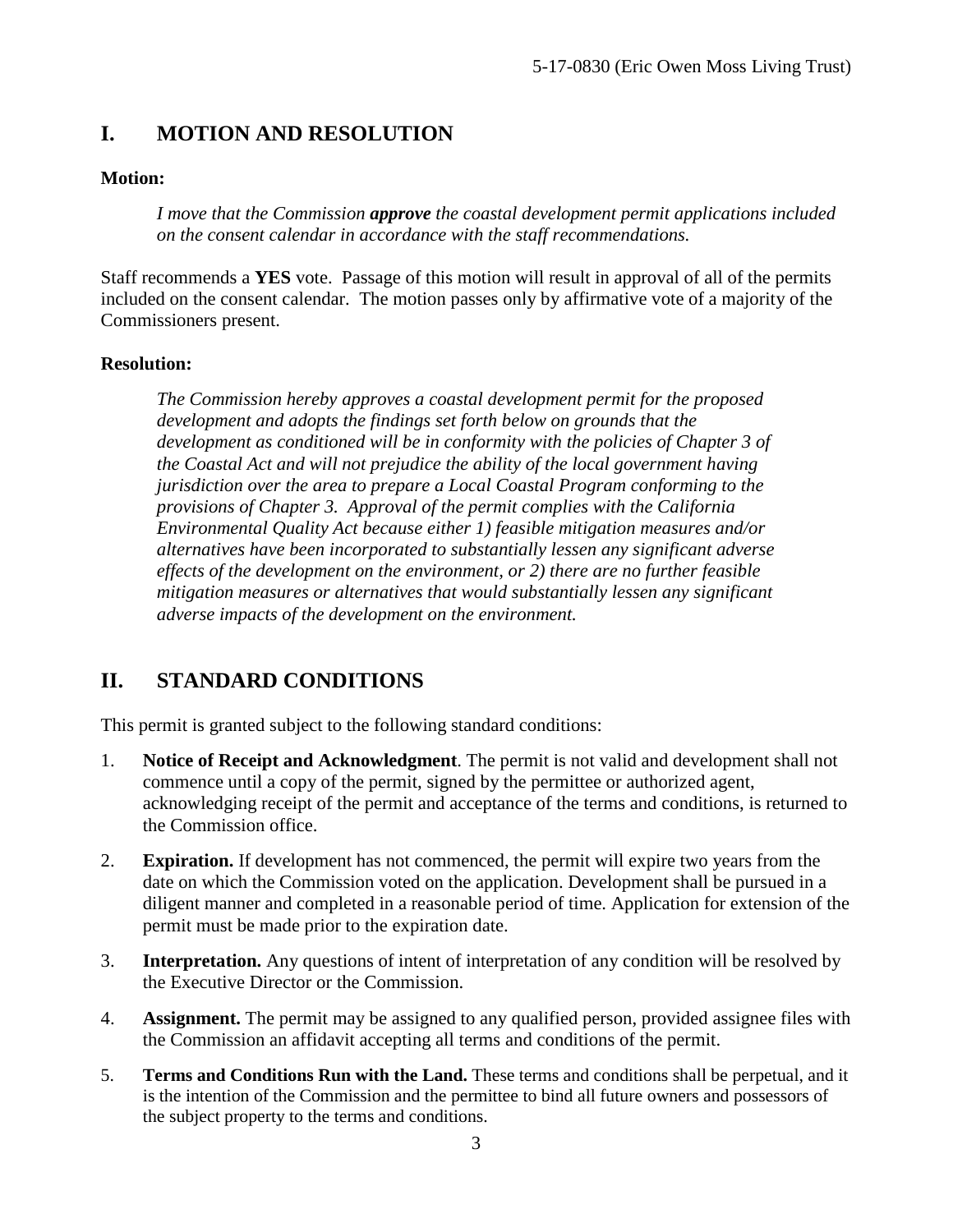## I. MOTION AND RESOLUTION

**Motion:**

*I move that the Commission **approve** the coastal development permit applications included on the consent calendar in accordance with the staff recommendations.*

Staff recommends a **YES** vote. Passage of this motion will result in approval of all of the permits included on the consent calendar. The motion passes only by affirmative vote of a majority of the Commissioners present.

**Resolution:**

*The Commission hereby approves a coastal development permit for the proposed development and adopts the findings set forth below on grounds that the development as conditioned will be in conformity with the policies of Chapter 3 of the Coastal Act and will not prejudice the ability of the local government having jurisdiction over the area to prepare a Local Coastal Program conforming to the provisions of Chapter 3. Approval of the permit complies with the California Environmental Quality Act because either 1) feasible mitigation measures and/or alternatives have been incorporated to substantially lessen any significant adverse effects of the development on the environment, or 2) there are no further feasible mitigation measures or alternatives that would substantially lessen any significant adverse impacts of the development on the environment.*

## II. STANDARD CONDITIONS

This permit is granted subject to the following standard conditions:

1. **Notice of Receipt and Acknowledgment**. The permit is not valid and development shall not commence until a copy of the permit, signed by the permittee or authorized agent, acknowledging receipt of the permit and acceptance of the terms and conditions, is returned to the Commission office.

2. **Expiration.** If development has not commenced, the permit will expire two years from the date on which the Commission voted on the application. Development shall be pursued in a diligent manner and completed in a reasonable period of time. Application for extension of the permit must be made prior to the expiration date.

3. **Interpretation.** Any questions of intent of interpretation of any condition will be resolved by the Executive Director or the Commission.

4. **Assignment.** The permit may be assigned to any qualified person, provided assignee files with the Commission an affidavit accepting all terms and conditions of the permit.

5. **Terms and Conditions Run with the Land.** These terms and conditions shall be perpetual, and it is the intention of the Commission and the permittee to bind all future owners and possessors of the subject property to the terms and conditions.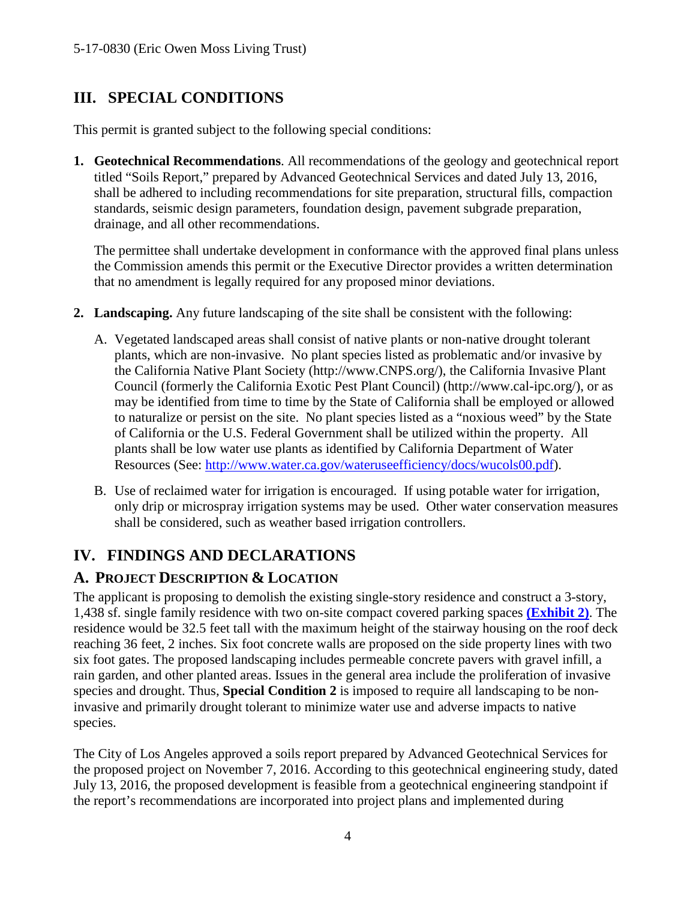## III. SPECIAL CONDITIONS

This permit is granted subject to the following special conditions:

1. **Geotechnical Recommendations**. All recommendations of the geology and geotechnical report titled "Soils Report," prepared by Advanced Geotechnical Services and dated July 13, 2016, shall be adhered to including recommendations for site preparation, structural fills, compaction standards, seismic design parameters, foundation design, pavement subgrade preparation, drainage, and all other recommendations.

   The permittee shall undertake development in conformance with the approved final plans unless the Commission amends this permit or the Executive Director provides a written determination that no amendment is legally required for any proposed minor deviations.

2. **Landscaping.** Any future landscaping of the site shall be consistent with the following:

   A. Vegetated landscaped areas shall consist of native plants or non-native drought tolerant plants, which are non-invasive. No plant species listed as problematic and/or invasive by the California Native Plant Society (http://www.CNPS.org/), the California Invasive Plant Council (formerly the California Exotic Pest Plant Council) (http://www.cal-ipc.org/), or as may be identified from time to time by the State of California shall be employed or allowed to naturalize or persist on the site. No plant species listed as a "noxious weed" by the State of California or the U.S. Federal Government shall be utilized within the property. All plants shall be low water use plants as identified by California Department of Water Resources (See: [http://www.water.ca.gov/wateruseefficiency/docs/wucols00.pdf](http://www.water.ca.gov/wateruseefficiency/docs/wucols00.pdf)).

   B. Use of reclaimed water for irrigation is encouraged. If using potable water for irrigation, only drip or microspray irrigation systems may be used. Other water conservation measures shall be considered, such as weather based irrigation controllers.

## IV. FINDINGS AND DECLARATIONS

### A. PROJECT DESCRIPTION & LOCATION

The applicant is proposing to demolish the existing single-story residence and construct a 3-story, 1,438 sf. single family residence with two on-site compact covered parking spaces **(Exhibit 2)**. The residence would be 32.5 feet tall with the maximum height of the stairway housing on the roof deck reaching 36 feet, 2 inches. Six foot concrete walls are proposed on the side property lines with two six foot gates. The proposed landscaping includes permeable concrete pavers with gravel infill, a rain garden, and other planted areas. Issues in the general area include the proliferation of invasive species and drought. Thus, **Special Condition 2** is imposed to require all landscaping to be non-invasive and primarily drought tolerant to minimize water use and adverse impacts to native species.

The City of Los Angeles approved a soils report prepared by Advanced Geotechnical Services for the proposed project on November 7, 2016. According to this geotechnical engineering study, dated July 13, 2016, the proposed development is feasible from a geotechnical engineering standpoint if the report's recommendations are incorporated into project plans and implemented during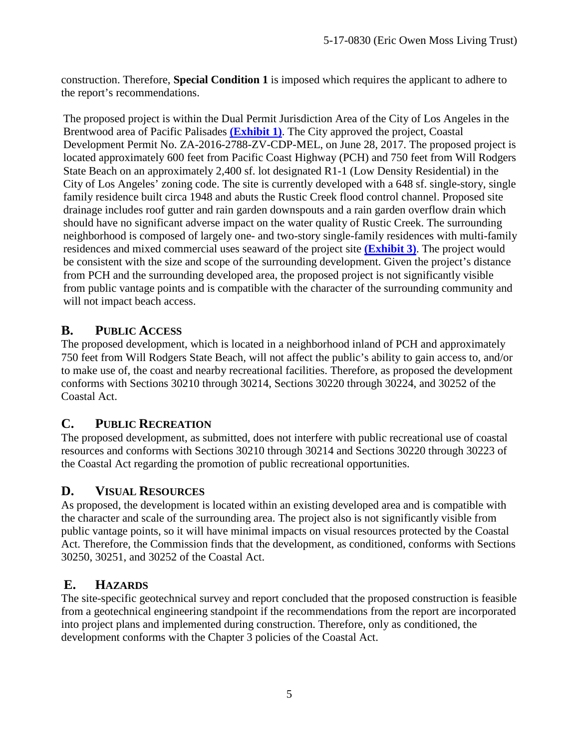construction. Therefore, **Special Condition 1** is imposed which requires the applicant to adhere to the report's recommendations.

The proposed project is within the Dual Permit Jurisdiction Area of the City of Los Angeles in the Brentwood area of Pacific Palisades **(Exhibit 1)**. The City approved the project, Coastal Development Permit No. ZA-2016-2788-ZV-CDP-MEL, on June 28, 2017. The proposed project is located approximately 600 feet from Pacific Coast Highway (PCH) and 750 feet from Will Rodgers State Beach on an approximately 2,400 sf. lot designated R1-1 (Low Density Residential) in the City of Los Angeles' zoning code. The site is currently developed with a 648 sf. single-story, single family residence built circa 1948 and abuts the Rustic Creek flood control channel. Proposed site drainage includes roof gutter and rain garden downspouts and a rain garden overflow drain which should have no significant adverse impact on the water quality of Rustic Creek. The surrounding neighborhood is composed of largely one- and two-story single-family residences with multi-family residences and mixed commercial uses seaward of the project site **(Exhibit 3)**. The project would be consistent with the size and scope of the surrounding development. Given the project's distance from PCH and the surrounding developed area, the proposed project is not significantly visible from public vantage points and is compatible with the character of the surrounding community and will not impact beach access.

## B. PUBLIC ACCESS

The proposed development, which is located in a neighborhood inland of PCH and approximately 750 feet from Will Rodgers State Beach, will not affect the public's ability to gain access to, and/or to make use of, the coast and nearby recreational facilities. Therefore, as proposed the development conforms with Sections 30210 through 30214, Sections 30220 through 30224, and 30252 of the Coastal Act.

## C. PUBLIC RECREATION

The proposed development, as submitted, does not interfere with public recreational use of coastal resources and conforms with Sections 30210 through 30214 and Sections 30220 through 30223 of the Coastal Act regarding the promotion of public recreational opportunities.

## D. VISUAL RESOURCES

As proposed, the development is located within an existing developed area and is compatible with the character and scale of the surrounding area. The project also is not significantly visible from public vantage points, so it will have minimal impacts on visual resources protected by the Coastal Act. Therefore, the Commission finds that the development, as conditioned, conforms with Sections 30250, 30251, and 30252 of the Coastal Act.

## E. HAZARDS

The site-specific geotechnical survey and report concluded that the proposed construction is feasible from a geotechnical engineering standpoint if the recommendations from the report are incorporated into project plans and implemented during construction. Therefore, only as conditioned, the development conforms with the Chapter 3 policies of the Coastal Act.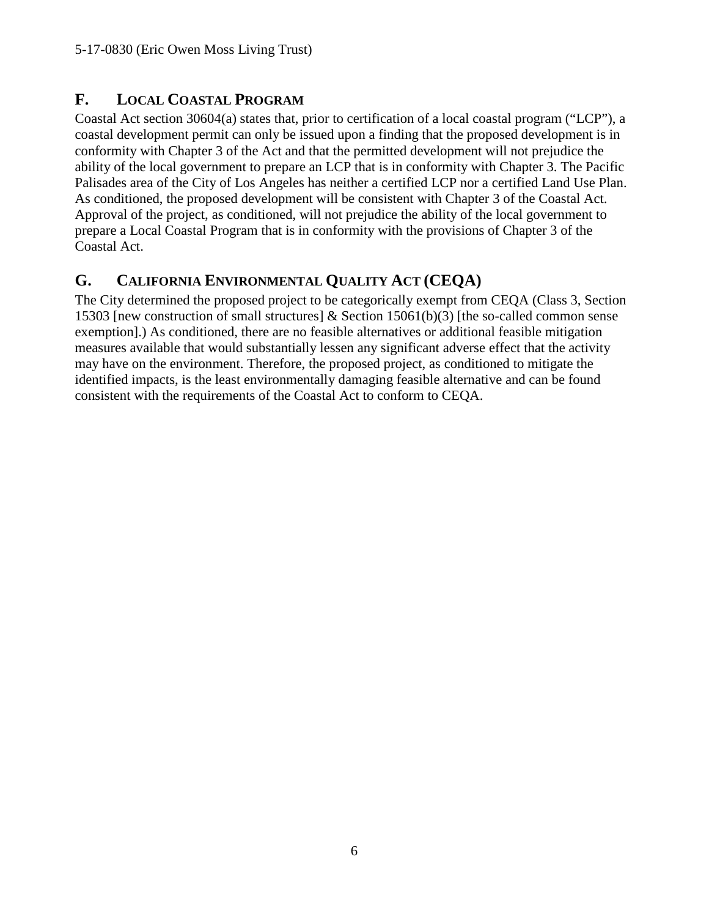## F. LOCAL COASTAL PROGRAM

Coastal Act section 30604(a) states that, prior to certification of a local coastal program ("LCP"), a coastal development permit can only be issued upon a finding that the proposed development is in conformity with Chapter 3 of the Act and that the permitted development will not prejudice the ability of the local government to prepare an LCP that is in conformity with Chapter 3. The Pacific Palisades area of the City of Los Angeles has neither a certified LCP nor a certified Land Use Plan. As conditioned, the proposed development will be consistent with Chapter 3 of the Coastal Act. Approval of the project, as conditioned, will not prejudice the ability of the local government to prepare a Local Coastal Program that is in conformity with the provisions of Chapter 3 of the Coastal Act.

## G. CALIFORNIA ENVIRONMENTAL QUALITY ACT (CEQA)

The City determined the proposed project to be categorically exempt from CEQA (Class 3, Section 15303 [new construction of small structures] & Section 15061(b)(3) [the so-called common sense exemption].) As conditioned, there are no feasible alternatives or additional feasible mitigation measures available that would substantially lessen any significant adverse effect that the activity may have on the environment. Therefore, the proposed project, as conditioned to mitigate the identified impacts, is the least environmentally damaging feasible alternative and can be found consistent with the requirements of the Coastal Act to conform to CEQA.